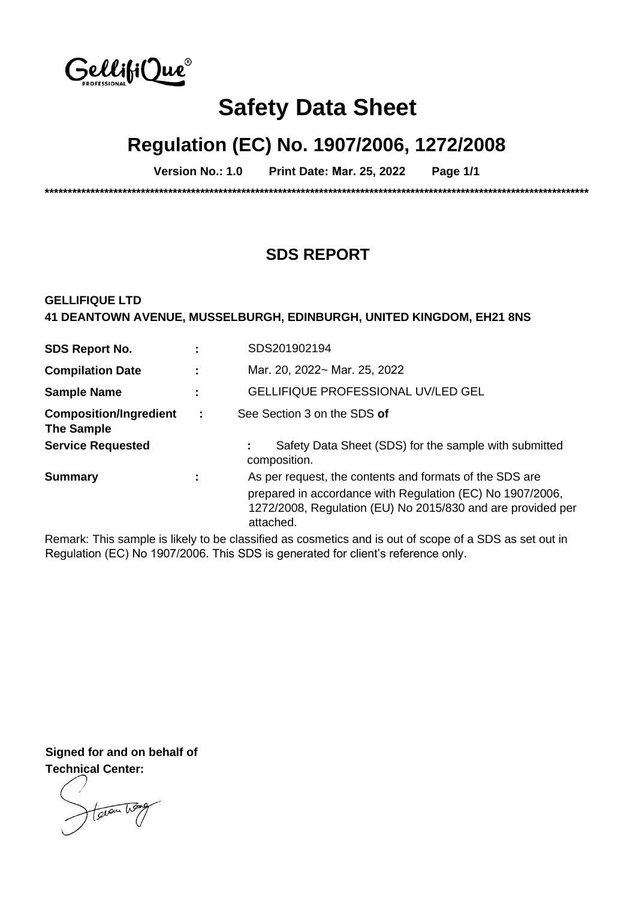# Safety Data Sheet

## Regulation (EC) No. 1907/2006, 1272/2008

**Version No.: 1.0 Print Date: Mar. 25, 2022 Page 1/1**

***************************************************************************************************************************

## SDS REPORT

**GELLIFIQUE LTD**
**41 DEANTOWN AVENUE, MUSSELBURGH, EDINBURGH, UNITED KINGDOM, EH21 8NS**

| | | |
|---|---|---|
| **SDS Report No.** | : | SDS201902194 |
| **Compilation Date** | : | Mar. 20, 2022~ Mar. 25, 2022 |
| **Sample Name** | : | GELLIFIQUE PROFESSIONAL UV/LED GEL |
| **Composition/Ingredient The Sample** | : | See Section 3 on the SDS **of** |
| **Service Requested** | : | Safety Data Sheet (SDS) for the sample with submitted composition. |
| **Summary** | : | As per request, the contents and formats of the SDS are prepared in accordance with Regulation (EC) No 1907/2006, 1272/2008, Regulation (EU) No 2015/830 and are provided per attached. |

Remark: This sample is likely to be classified as cosmetics and is out of scope of a SDS as set out in Regulation (EC) No 1907/2006. This SDS is generated for client's reference only.

**Signed for and on behalf of**
**Technical Center:**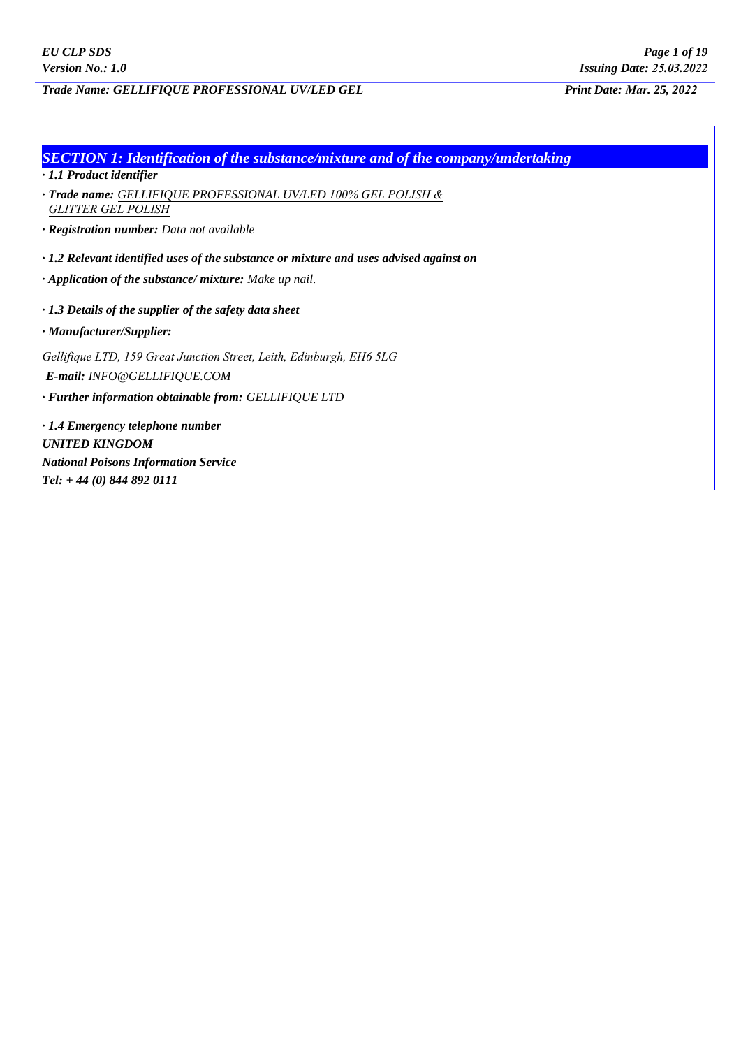## SECTION 1: Identification of the substance/mixture and of the company/undertaking

**· 1.1 Product identifier**

**· Trade name:** GELLIFIQUE PROFESSIONAL UV/LED 100% GEL POLISH & GLITTER GEL POLISH

**· Registration number:** Data not available

**· 1.2 Relevant identified uses of the substance or mixture and uses advised against on**

**· Application of the substance/ mixture:** Make up nail.

**· 1.3 Details of the supplier of the safety data sheet**

**· Manufacturer/Supplier:**

Gellifique LTD, 159 Great Junction Street, Leith, Edinburgh, EH6 5LG

**E-mail:** INFO@GELLIFIQUE.COM

**· Further information obtainable from:** GELLIFIQUE LTD

**· 1.4 Emergency telephone number**

**UNITED KINGDOM**

**National Poisons Information Service**

**Tel: + 44 (0) 844 892 0111**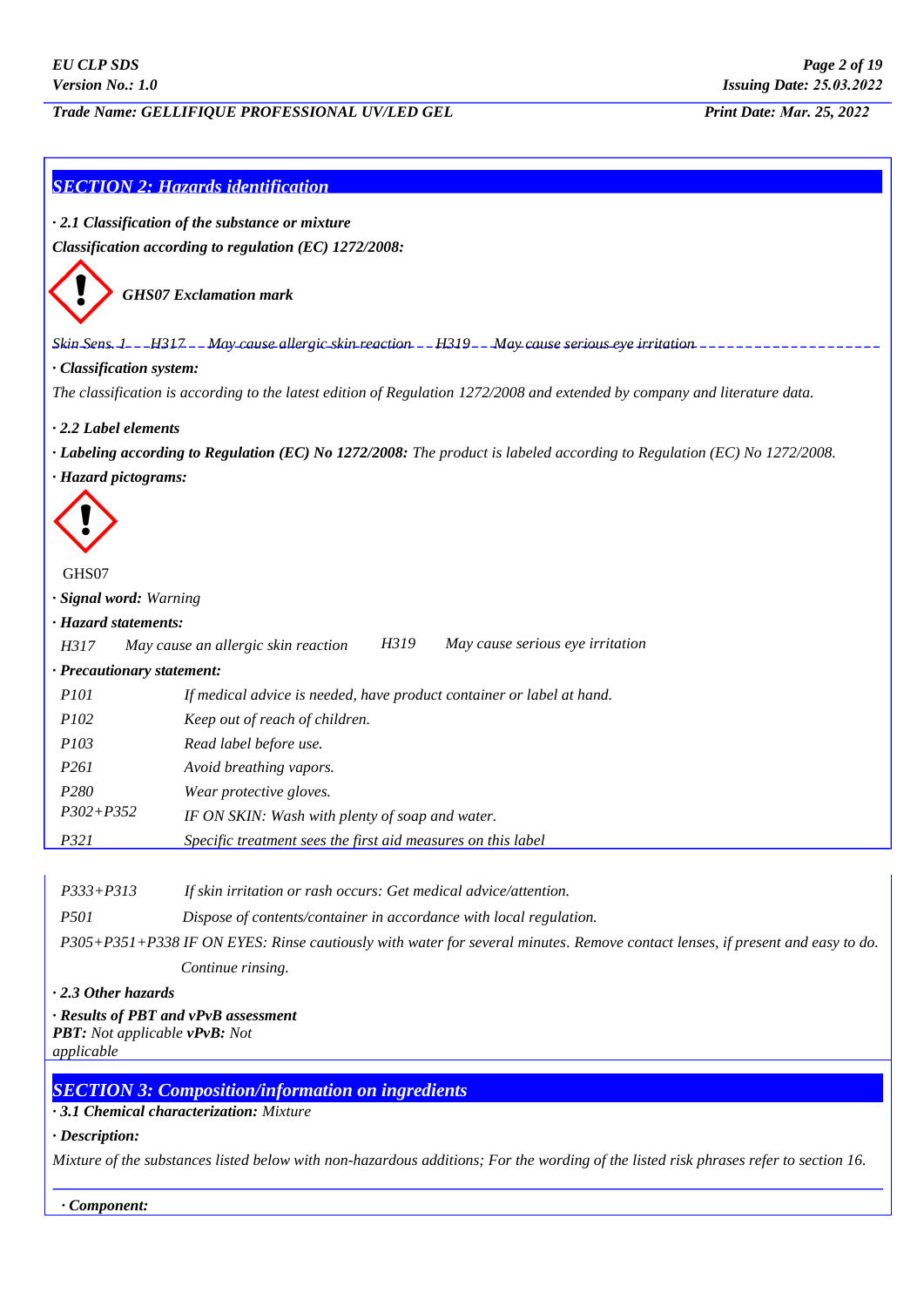## SECTION 2: Hazards identification

**· 2.1 Classification of the substance or mixture**

***Classification according to regulation (EC) 1272/2008:***

***GHS07 Exclamation mark***

*Skin Sens. 1 H317 May cause allergic skin reaction H319 May cause serious eye irritation*

***· Classification system:***

*The classification is according to the latest edition of Regulation 1272/2008 and extended by company and literature data.*

***· 2.2 Label elements***

***· Labeling according to Regulation (EC) No 1272/2008:*** *The product is labeled according to Regulation (EC) No 1272/2008.*

***· Hazard pictograms:***

GHS07

***· Signal word:*** *Warning*

***· Hazard statements:***

| | | | |
|---|---|---|---|
| *H317* | *May cause an allergic skin reaction* | *H319* | *May cause serious eye irritation* |

***· Precautionary statement:***

| | |
|---|---|
| *P101* | *If medical advice is needed, have product container or label at hand.* |
| *P102* | *Keep out of reach of children.* |
| *P103* | *Read label before use.* |
| *P261* | *Avoid breathing vapors.* |
| *P280* | *Wear protective gloves.* |
| *P302+P352* | *IF ON SKIN: Wash with plenty of soap and water.* |
| *P321* | *Specific treatment sees the first aid measures on this label* |
| *P333+P313* | *If skin irritation or rash occurs: Get medical advice/attention.* |
| *P501* | *Dispose of contents/container in accordance with local regulation.* |
| *P305+P351+P338* | *IF ON EYES: Rinse cautiously with water for several minutes. Remove contact lenses, if present and easy to do. Continue rinsing.* |

***· 2.3 Other hazards***

***· Results of PBT and vPvB assessment***

***PBT:*** *Not applicable* ***vPvB:*** *Not applicable*

## SECTION 3: Composition/information on ingredients

***· 3.1 Chemical characterization:*** *Mixture*

***· Description:***

*Mixture of the substances listed below with non-hazardous additions; For the wording of the listed risk phrases refer to section 16.*

***· Component:***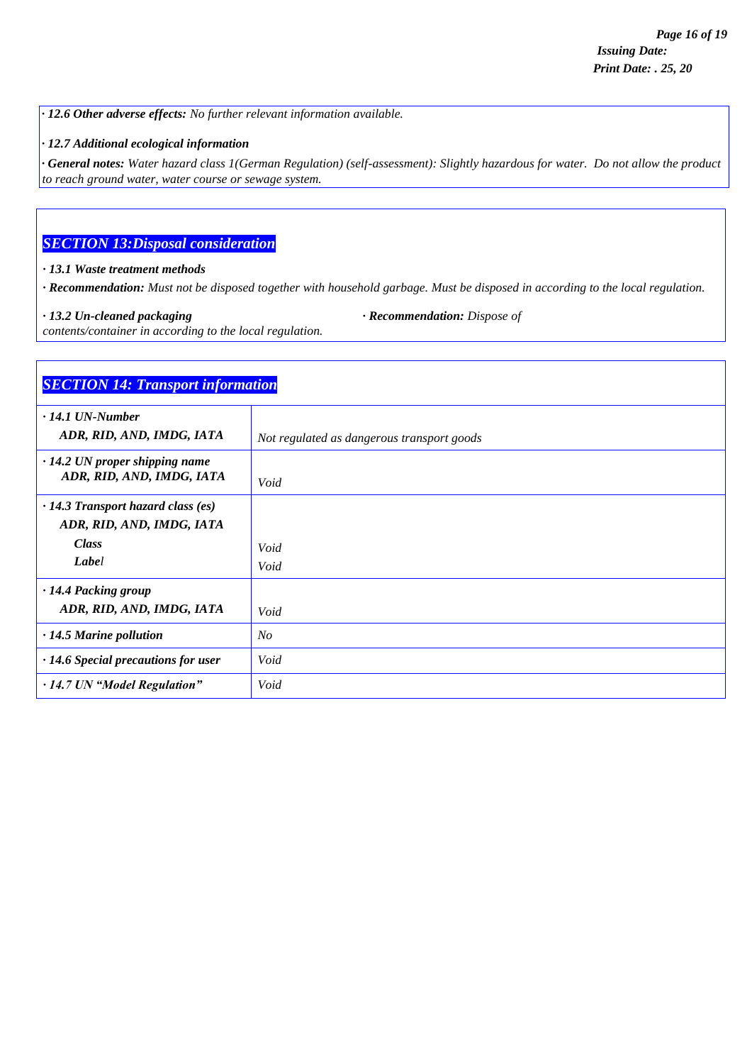**· 12.6 Other adverse effects:** *No further relevant information available.*

**· 12.7 Additional ecological information**

**· General notes:** *Water hazard class 1(German Regulation) (self-assessment): Slightly hazardous for water. Do not allow the product to reach ground water, water course or sewage system.*

## SECTION 13:Disposal consideration

**· 13.1 Waste treatment methods**

**· Recommendation:** *Must not be disposed together with household garbage. Must be disposed in according to the local regulation.*

**· 13.2 Un-cleaned packaging**

**· Recommendation:** *Dispose of contents/container in according to the local regulation.*

## SECTION 14: Transport information

| | |
|---|---|
| **· 14.1 UN-Number**<br>**ADR, RID, AND, IMDG, IATA** | *Not regulated as dangerous transport goods* |
| **· 14.2 UN proper shipping name**<br>**ADR, RID, AND, IMDG, IATA** | *Void* |
| **· 14.3 Transport hazard class (es)**<br>**ADR, RID, AND, IMDG, IATA**<br>**Class**<br>**Label** | <br><br>*Void*<br>*Void* |
| **· 14.4 Packing group**<br>**ADR, RID, AND, IMDG, IATA** | *Void* |
| **· 14.5 Marine pollution** | *No* |
| **· 14.6 Special precautions for user** | *Void* |
| **· 14.7 UN "Model Regulation"** | *Void* |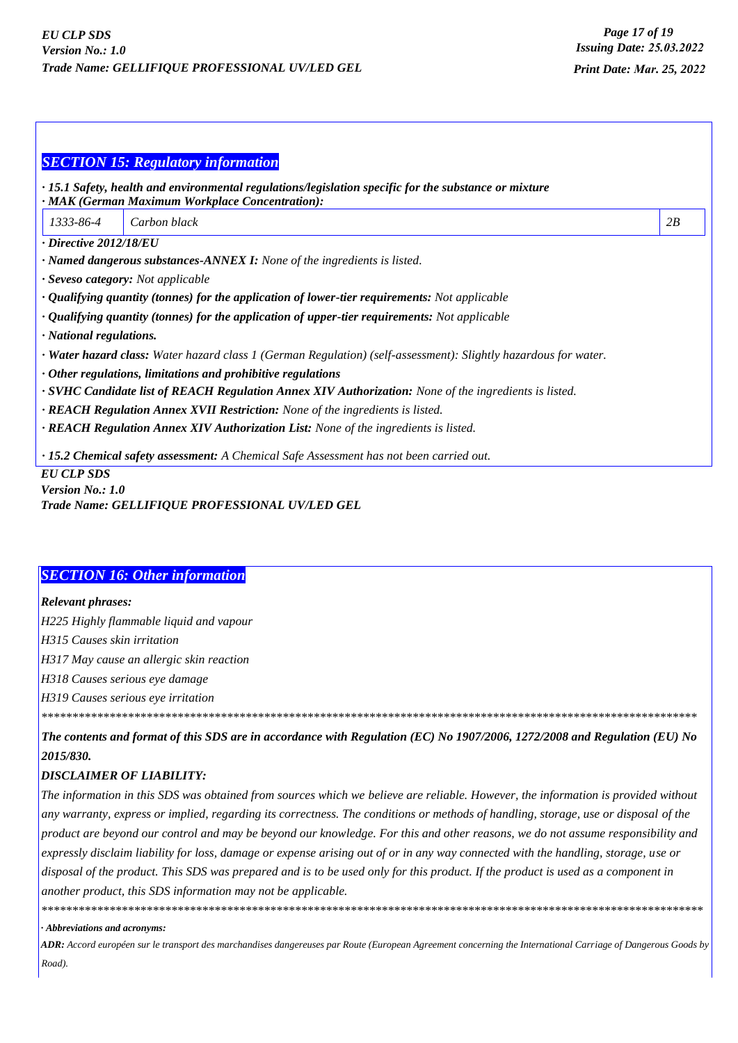## SECTION 15: Regulatory information

**· 15.1 Safety, health and environmental regulations/legislation specific for the substance or mixture**
**· MAK (German Maximum Workplace Concentration):**

| 1333-86-4 | Carbon black | 2B |
|---|---|---|

**· Directive 2012/18/EU**

**· Named dangerous substances-ANNEX I:** *None of the ingredients is listed.*

**· Seveso category:** *Not applicable*

**· Qualifying quantity (tonnes) for the application of lower-tier requirements:** *Not applicable*

**· Qualifying quantity (tonnes) for the application of upper-tier requirements:** *Not applicable*

**· National regulations.**

**· Water hazard class:** *Water hazard class 1 (German Regulation) (self-assessment): Slightly hazardous for water.*

**· Other regulations, limitations and prohibitive regulations**

**· SVHC Candidate list of REACH Regulation Annex XIV Authorization:** *None of the ingredients is listed.*

**· REACH Regulation Annex XVII Restriction:** *None of the ingredients is listed.*

**· REACH Regulation Annex XIV Authorization List:** *None of the ingredients is listed.*

**· 15.2 Chemical safety assessment:** *A Chemical Safe Assessment has not been carried out.*

## SECTION 16: Other information

**Relevant phrases:**

*H225 Highly flammable liquid and vapour*

*H315 Causes skin irritation*

*H317 May cause an allergic skin reaction*

*H318 Causes serious eye damage*

*H319 Causes serious eye irritation*

*******************************************************************************************************

***The contents and format of this SDS are in accordance with Regulation (EC) No 1907/2006, 1272/2008 and Regulation (EU) No 2015/830.***

***DISCLAIMER OF LIABILITY:***

*The information in this SDS was obtained from sources which we believe are reliable. However, the information is provided without any warranty, express or implied, regarding its correctness. The conditions or methods of handling, storage, use or disposal of the product are beyond our control and may be beyond our knowledge. For this and other reasons, we do not assume responsibility and expressly disclaim liability for loss, damage or expense arising out of or in any way connected with the handling, storage, use or disposal of the product. This SDS was prepared and is to be used only for this product. If the product is used as a component in another product, this SDS information may not be applicable.*

*******************************************************************************************************

**· Abbreviations and acronyms:**

**ADR:** *Accord européen sur le transport des marchandises dangereuses par Route (European Agreement concerning the International Carriage of Dangerous Goods by Road).*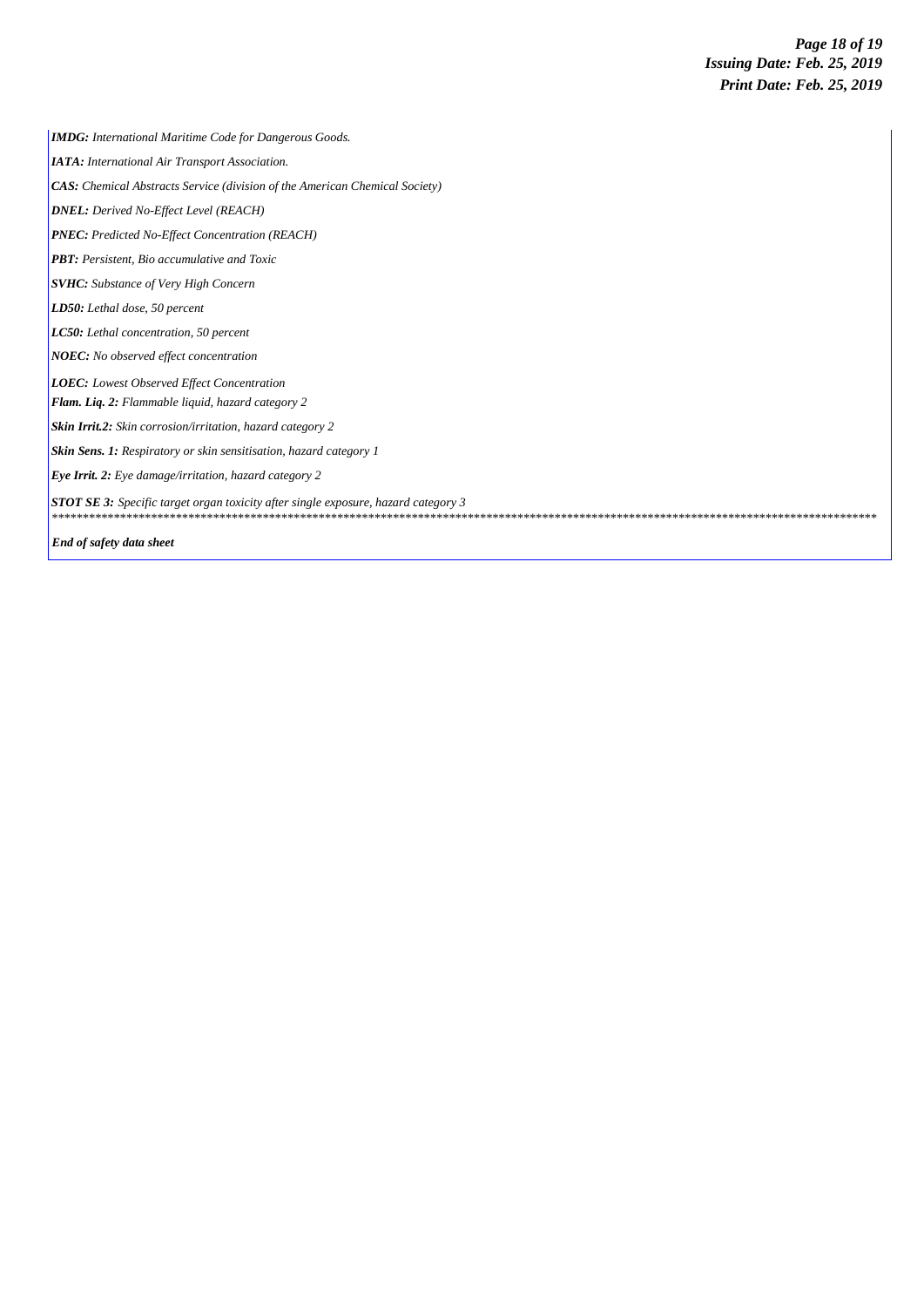***IMDG:** International Maritime Code for Dangerous Goods.*

***IATA:** International Air Transport Association.*

***CAS:** Chemical Abstracts Service (division of the American Chemical Society)*

***DNEL:** Derived No-Effect Level (REACH)*

***PNEC:** Predicted No-Effect Concentration (REACH)*

***PBT:** Persistent, Bio accumulative and Toxic*

***SVHC:** Substance of Very High Concern*

***LD50:** Lethal dose, 50 percent*

***LC50:** Lethal concentration, 50 percent*

***NOEC:** No observed effect concentration*

***LOEC:** Lowest Observed Effect Concentration*

***Flam. Liq. 2:** Flammable liquid, hazard category 2*

***Skin Irrit.2:** Skin corrosion/irritation, hazard category 2*

***Skin Sens. 1:** Respiratory or skin sensitisation, hazard category 1*

***Eye Irrit. 2:** Eye damage/irritation, hazard category 2*

***STOT SE 3:** Specific target organ toxicity after single exposure, hazard category 3*

********************************************************************************************************************************************

***End of safety data sheet***